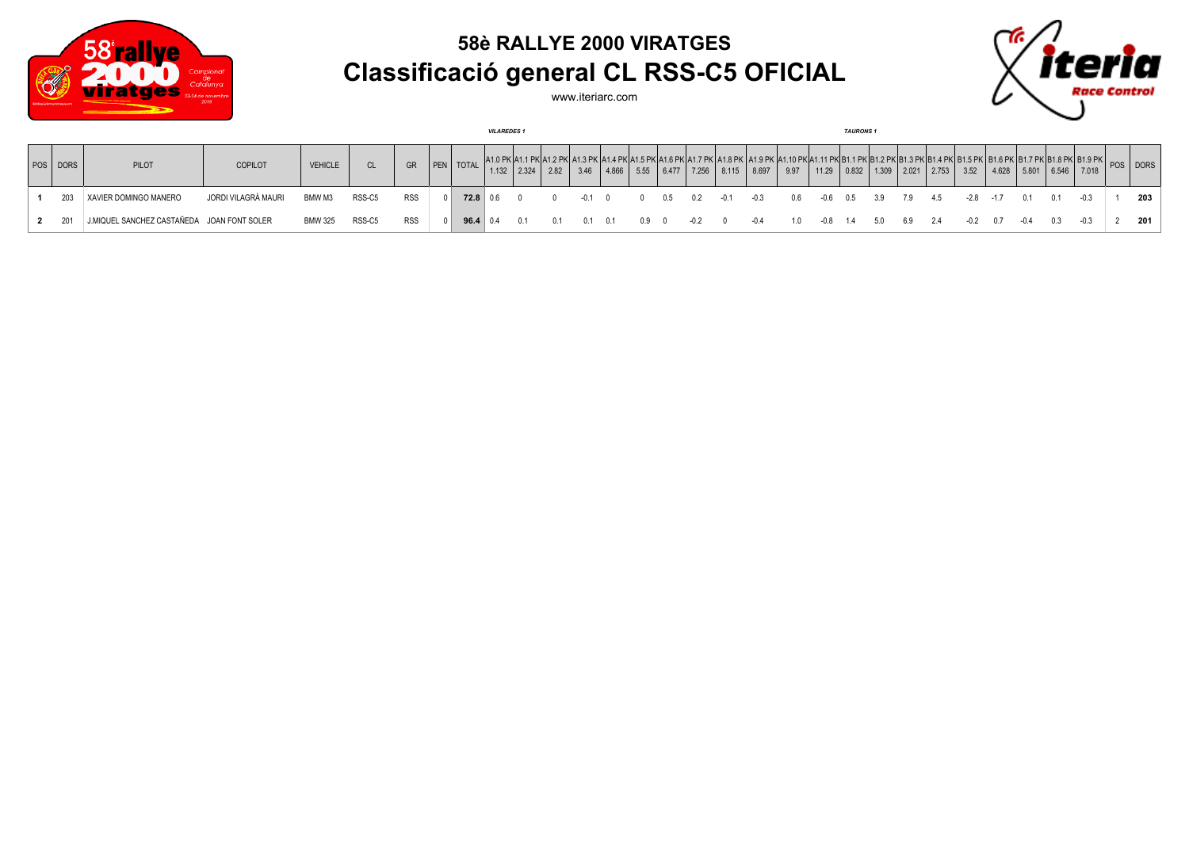# 58è RALLYE 2000 VIRATGES

## Classificació general CL RSS-C5 OFICIAL

www.iteriarc.com

*VILAREDES 1* &nbsp;&nbsp;&nbsp;&nbsp; *TAURONS 1*

| POS | DORS | PILOT | COPILOT | VEHICLE | CL | GR | PEN | TOTAL | A1.0 PK 1.132 | A1.1 PK 2.324 | A1.2 PK 2.82 | A1.3 PK 3.46 | A1.4 PK 4.866 | A1.5 PK 5.55 | A1.6 PK 6.477 | A1.7 PK 7.256 | A1.8 PK 8.115 | A1.9 PK 8.697 | A1.10 PK 9.97 | A1.11 PK 11.29 | B1.1 PK 0.832 | B1.2 PK 1.309 | B1.3 PK 2.021 | B1.4 PK 2.753 | B1.5 PK 3.52 | B1.6 PK 4.628 | B1.7 PK 5.801 | B1.8 PK 6.546 | B1.9 PK 7.018 | POS | DORS |
|---|---|---|---|---|---|---|---|---|---|---|---|---|---|---|---|---|---|---|---|---|---|---|---|---|---|---|---|---|---|---|---|
| **1** | 203 | XAVIER DOMINGO MANERO | JORDI VILAGRÀ MAURI | BMW M3 | RSS-C5 | RSS | 0 | **72.8** | 0.6 | 0 | 0 | -0.1 | 0 | 0 | 0.5 | 0.2 | -0.1 | -0.3 | 0.6 | -0.6 | 0.5 | 3.9 | 7.9 | 4.5 | -2.8 | -1.7 | 0.1 | 0.1 | -0.3 | 1 | **203** |
| **2** | 201 | J.MIQUEL SANCHEZ CASTAÑEDA | JOAN FONT SOLER | BMW 325 | RSS-C5 | RSS | 0 | **96.4** | 0.4 | 0.1 | 0.1 | 0.1 | 0.1 | 0.9 | 0 | -0.2 | 0 | -0.4 | 1.0 | -0.8 | 1.4 | 5.0 | 6.9 | 2.4 | -0.2 | 0.7 | -0.4 | 0.3 | -0.3 | 2 | **201** |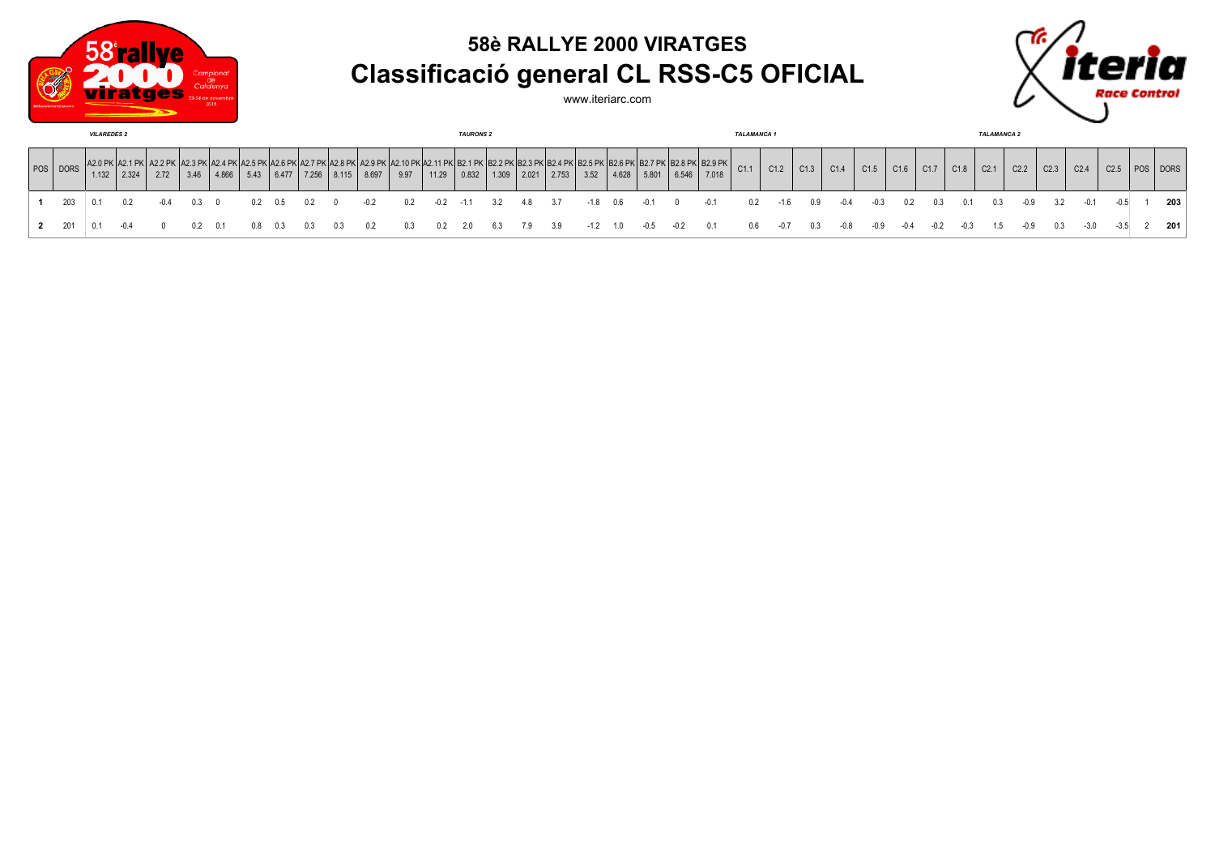# 58è RALLYE 2000 VIRATGES

## Classificació general CL RSS-C5 OFICIAL

www.iteriarc.com

| | | *VILAREDES 2* | | | | | | | | | | | | *TAURONS 2* | | | | | | | | | | *TALAMANCA 1* | | | | | | | | *TALAMANCA 2* | | | | | | |
|---|---|---|---|---|---|---|---|---|---|---|---|---|---|---|---|---|---|---|---|---|---|---|---|---|---|---|---|---|---|---|---|---|---|---|---|---|---|---|
| POS | DORS | A2.0 PK 1.132 | A2.1 PK 2.324 | A2.2 PK 2.72 | A2.3 PK 3.46 | A2.4 PK 4.866 | A2.5 PK 5.43 | A2.6 PK 6.477 | A2.7 PK 7.256 | A2.8 PK 8.115 | A2.9 PK 8.697 | A2.10 PK 9.97 | A2.11 PK 11.29 | B2.1 PK 0.832 | B2.2 PK 1.309 | B2.3 PK 2.021 | B2.4 PK 2.753 | B2.5 PK 3.52 | B2.6 PK 4.628 | B2.7 PK 5.801 | B2.8 PK 6.546 | B2.9 PK 7.018 | C1.1 | C1.2 | C1.3 | C1.4 | C1.5 | C1.6 | C1.7 | C1.8 | C2.1 | C2.2 | C2.3 | C2.4 | C2.5 | POS | DORS |
| **1** | 203 | 0.1 | 0.2 | -0.4 | 0.3 | 0 | 0.2 | 0.5 | 0.2 | 0 | -0.2 | 0.2 | -0.2 | -1.1 | 3.2 | 4.8 | 3.7 | -1.8 | 0.6 | -0.1 | 0 | -0.1 | 0.2 | -1.6 | 0.9 | -0.4 | -0.3 | 0.2 | 0.3 | 0.1 | 0.3 | -0.9 | 3.2 | -0.1 | -0.5 | 1 | **203** |
| **2** | 201 | 0.1 | -0.4 | 0 | 0.2 | 0.1 | 0.8 | 0.3 | 0.3 | 0.3 | 0.2 | 0.3 | 0.2 | 2.0 | 6.3 | 7.9 | 3.9 | -1.2 | 1.0 | -0.5 | -0.2 | 0.1 | 0.6 | -0.7 | 0.3 | -0.8 | -0.9 | -0.4 | -0.2 | -0.3 | 1.5 | -0.9 | 0.3 | -3.0 | -3.5 | 2 | **201** |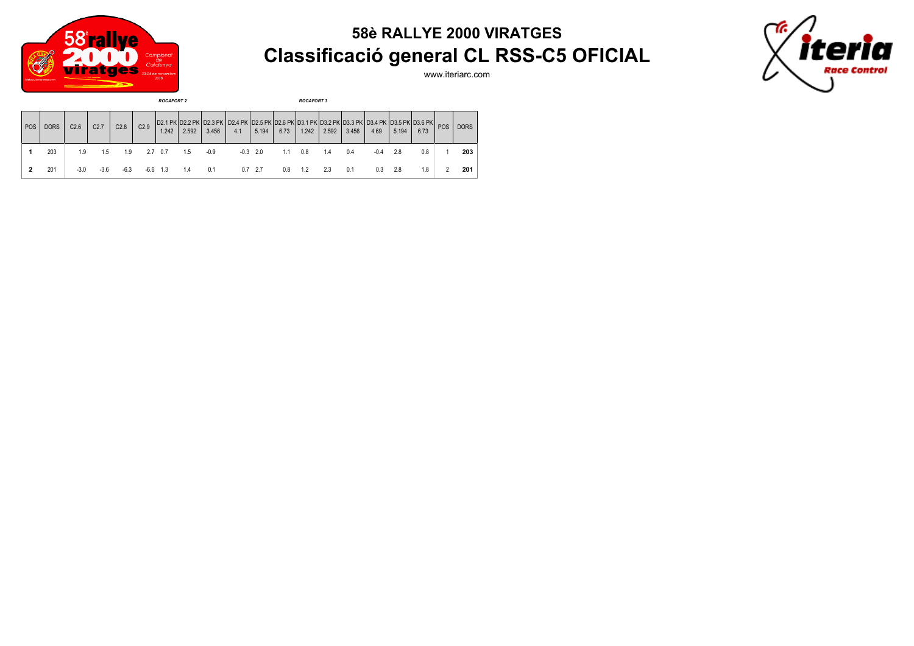# 58è RALLYE 2000 VIRATGES

## Classificació general CL RSS-C5 OFICIAL

www.iteriarc.com

| POS | DORS | C2.6 | C2.7 | C2.8 | C2.9 | D2.1 PK 1.242 | D2.2 PK 2.592 | D2.3 PK 3.456 | D2.4 PK 4.1 | D2.5 PK 5.194 | D2.6 PK 6.73 | D3.1 PK 1.242 | D3.2 PK 2.592 | D3.3 PK 3.456 | D3.4 PK 4.69 | D3.5 PK 5.194 | D3.6 PK 6.73 | POS | DORS |
|---|---|---|---|---|---|---|---|---|---|---|---|---|---|---|---|---|---|---|---|
| | | | | | | *ROCAFORT 2* | | | | | | *ROCAFORT 3* | | | | | | | |
| **1** | 203 | 1.9 | 1.5 | 1.9 | 2.7 | 0.7 | 1.5 | -0.9 | -0.3 | 2.0 | 1.1 | 0.8 | 1.4 | 0.4 | -0.4 | 2.8 | 0.8 | 1 | **203** |
| **2** | 201 | -3.0 | -3.6 | -6.3 | -6.6 | 1.3 | 1.4 | 0.1 | 0.7 | 2.7 | 0.8 | 1.2 | 2.3 | 0.1 | 0.3 | 2.8 | 1.8 | 2 | **201** |